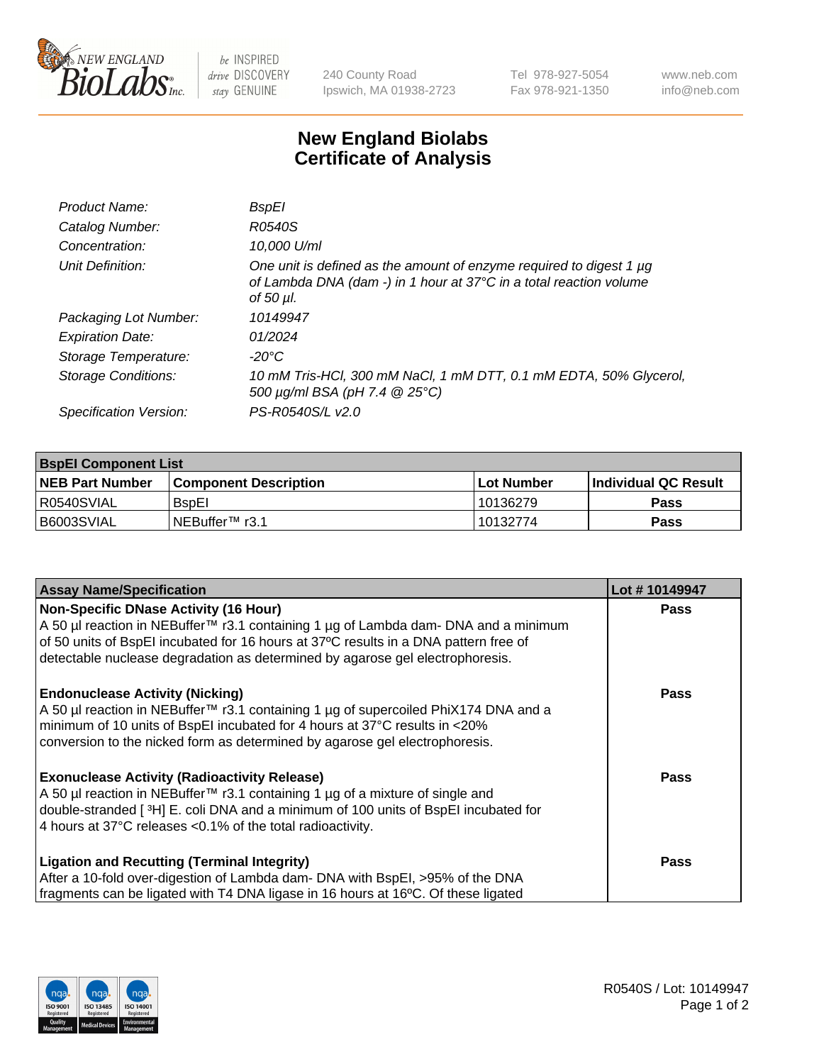# New England Biolabs
# Certificate of Analysis

| | |
|---|---|
| *Product Name:* | *BspEI* |
| *Catalog Number:* | *R0540S* |
| *Concentration:* | *10,000 U/ml* |
| *Unit Definition:* | *One unit is defined as the amount of enzyme required to digest 1 µg of Lambda DNA (dam -) in 1 hour at 37°C in a total reaction volume of 50 µl.* |
| *Packaging Lot Number:* | *10149947* |
| *Expiration Date:* | *01/2024* |
| *Storage Temperature:* | *-20°C* |
| *Storage Conditions:* | *10 mM Tris-HCl, 300 mM NaCl, 1 mM DTT, 0.1 mM EDTA, 50% Glycerol, 500 µg/ml BSA (pH 7.4 @ 25°C)* |
| *Specification Version:* | *PS-R0540S/L v2.0* |

| **BspEI Component List** | | | |
|---|---|---|---|
| **NEB Part Number** | **Component Description** | **Lot Number** | **Individual QC Result** |
| R0540SVIAL | BspEI | 10136279 | **Pass** |
| B6003SVIAL | NEBuffer™ r3.1 | 10132774 | **Pass** |

| **Assay Name/Specification** | **Lot # 10149947** |
|---|---|
| **Non-Specific DNase Activity (16 Hour)**<br>A 50 µl reaction in NEBuffer™ r3.1 containing 1 µg of Lambda dam- DNA and a minimum of 50 units of BspEI incubated for 16 hours at 37ºC results in a DNA pattern free of detectable nuclease degradation as determined by agarose gel electrophoresis. | **Pass** |
| **Endonuclease Activity (Nicking)**<br>A 50 µl reaction in NEBuffer™ r3.1 containing 1 µg of supercoiled PhiX174 DNA and a minimum of 10 units of BspEI incubated for 4 hours at 37°C results in <20% conversion to the nicked form as determined by agarose gel electrophoresis. | **Pass** |
| **Exonuclease Activity (Radioactivity Release)**<br>A 50 µl reaction in NEBuffer™ r3.1 containing 1 µg of a mixture of single and double-stranded [ $^3$H] E. coli DNA and a minimum of 100 units of BspEI incubated for 4 hours at 37°C releases <0.1% of the total radioactivity. | **Pass** |
| **Ligation and Recutting (Terminal Integrity)**<br>After a 10-fold over-digestion of Lambda dam- DNA with BspEI, >95% of the DNA fragments can be ligated with T4 DNA ligase in 16 hours at 16ºC. Of these ligated | **Pass** |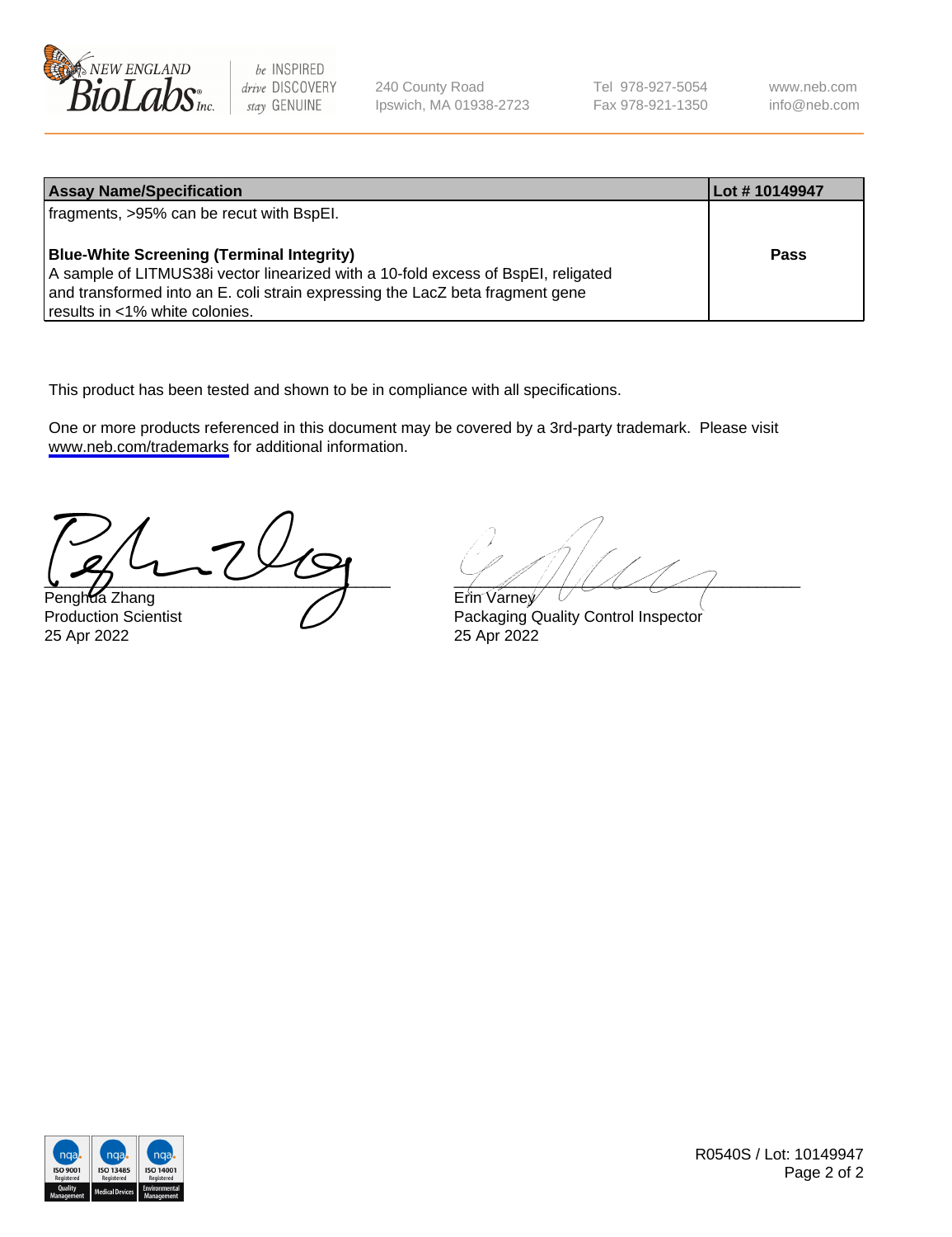| Assay Name/Specification | Lot # 10149947 |
|---|---|
| fragments, >95% can be recut with BspEI. | |
| **Blue-White Screening (Terminal Integrity)**<br>A sample of LITMUS38i vector linearized with a 10-fold excess of BspEI, religated and transformed into an E. coli strain expressing the LacZ beta fragment gene results in <1% white colonies. | **Pass** |

This product has been tested and shown to be in compliance with all specifications.

One or more products referenced in this document may be covered by a 3rd-party trademark. Please visit www.neb.com/trademarks for additional information.

Penghua Zhang
Production Scientist
25 Apr 2022

Erin Varney
Packaging Quality Control Inspector
25 Apr 2022

R0540S / Lot: 10149947